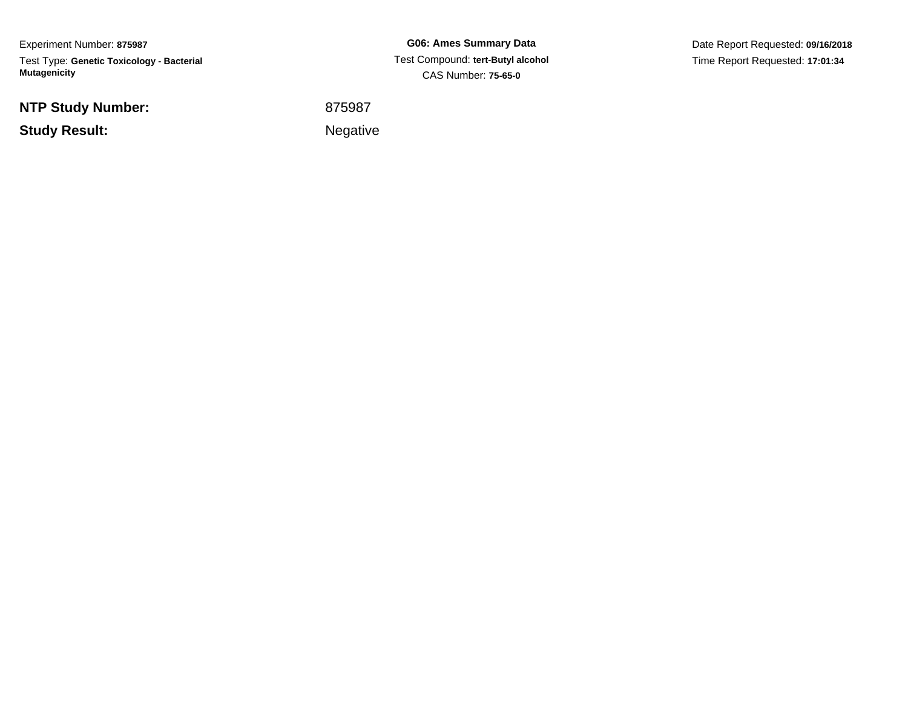Experiment Number: **875987**

Test Type: **Genetic Toxicology - Bacterial Mutagenicity**

**G06: Ames Summary Data**

Test Compound: **tert-Butyl alcohol**

CAS Number: **75-65-0**

Date Report Requested: **09/16/2018**

Time Report Requested: **17:01:34**

**NTP Study Number:** 875987

**Study Result:** Negative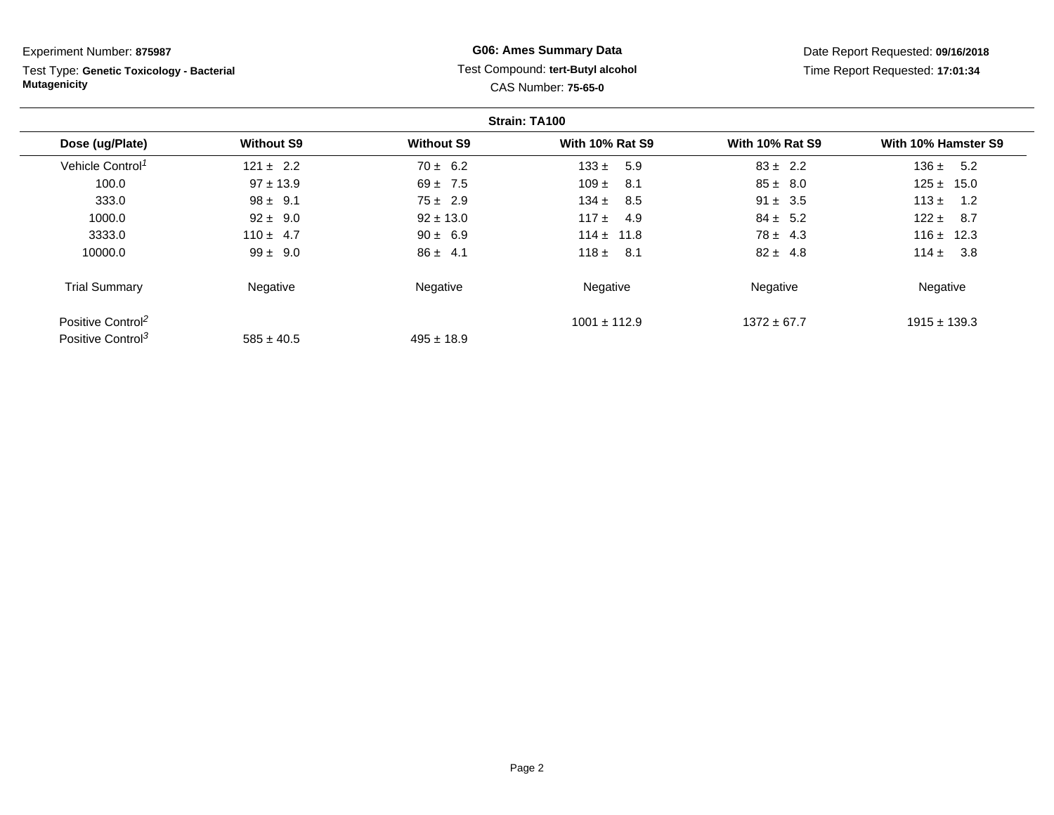Experiment Number: **875987**

Test Type: **Genetic Toxicology - Bacterial Mutagenicity**

**G06: Ames Summary Data**

Test Compound: **tert-Butyl alcohol**

CAS Number: **75-65-0**

Date Report Requested: **09/16/2018**

Time Report Requested: **17:01:34**

**Strain: TA100**

| Dose (ug/Plate) | Without S9 | Without S9 | With 10% Rat S9 | With 10% Rat S9 | With 10% Hamster S9 |
|---|---|---|---|---|---|
| Vehicle Control[1] | 121 ± 2.2 | 70 ± 6.2 | 133 ± 5.9 | 83 ± 2.2 | 136 ± 5.2 |
| 100.0 | 97 ± 13.9 | 69 ± 7.5 | 109 ± 8.1 | 85 ± 8.0 | 125 ± 15.0 |
| 333.0 | 98 ± 9.1 | 75 ± 2.9 | 134 ± 8.5 | 91 ± 3.5 | 113 ± 1.2 |
| 1000.0 | 92 ± 9.0 | 92 ± 13.0 | 117 ± 4.9 | 84 ± 5.2 | 122 ± 8.7 |
| 3333.0 | 110 ± 4.7 | 90 ± 6.9 | 114 ± 11.8 | 78 ± 4.3 | 116 ± 12.3 |
| 10000.0 | 99 ± 9.0 | 86 ± 4.1 | 118 ± 8.1 | 82 ± 4.8 | 114 ± 3.8 |
| Trial Summary | Negative | Negative | Negative | Negative | Negative |
| Positive Control[2] | | | 1001 ± 112.9 | 1372 ± 67.7 | 1915 ± 139.3 |
| Positive Control[3] | 585 ± 40.5 | 495 ± 18.9 | | | |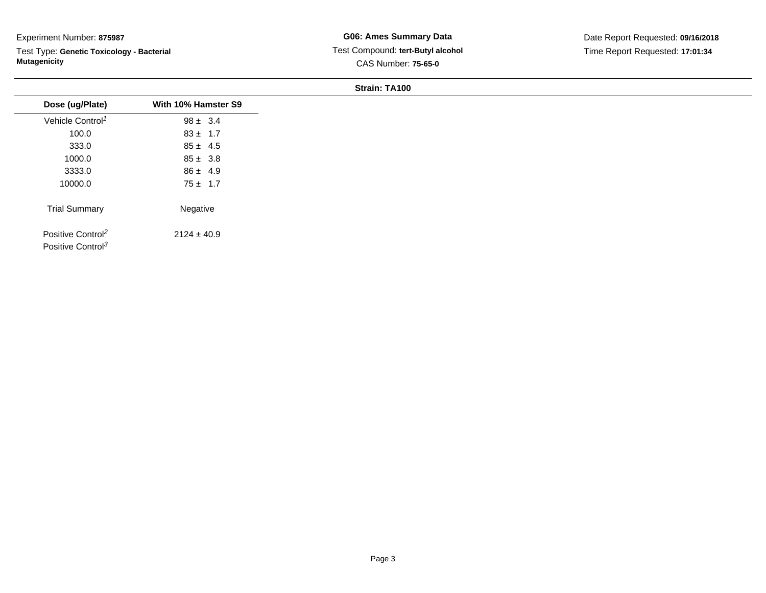Experiment Number: **875987**

Test Type: **Genetic Toxicology - Bacterial Mutagenicity**

**G06: Ames Summary Data**

Test Compound: **tert-Butyl alcohol**

CAS Number: **75-65-0**

Date Report Requested: **09/16/2018**

Time Report Requested: **17:01:34**

**Strain: TA100**

| Dose (ug/Plate) | With 10% Hamster S9 |
|---|---|
| Vehicle Control[1] | 98 ± 3.4 |
| 100.0 | 83 ± 1.7 |
| 333.0 | 85 ± 4.5 |
| 1000.0 | 85 ± 3.8 |
| 3333.0 | 86 ± 4.9 |
| 10000.0 | 75 ± 1.7 |
| Trial Summary | Negative |
| Positive Control[2] | 2124 ± 40.9 |
| Positive Control[3] | |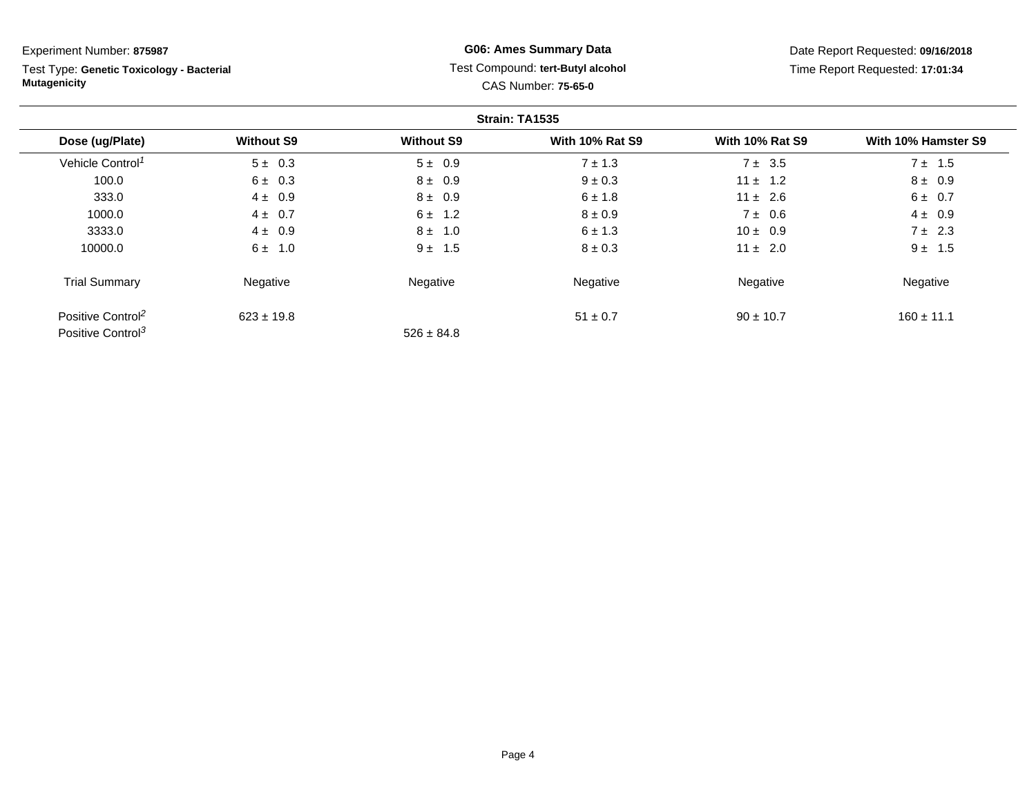Experiment Number: **875987**

Test Type: **Genetic Toxicology - Bacterial Mutagenicity**

**G06: Ames Summary Data**

Test Compound: **tert-Butyl alcohol**

CAS Number: **75-65-0**

Date Report Requested: **09/16/2018**

Time Report Requested: **17:01:34**

**Strain: TA1535**

| Dose (ug/Plate) | Without S9 | Without S9 | With 10% Rat S9 | With 10% Rat S9 | With 10% Hamster S9 |
|---|---|---|---|---|---|
| Vehicle Control[1] | 5 ± 0.3 | 5 ± 0.9 | 7 ± 1.3 | 7 ± 3.5 | 7 ± 1.5 |
| 100.0 | 6 ± 0.3 | 8 ± 0.9 | 9 ± 0.3 | 11 ± 1.2 | 8 ± 0.9 |
| 333.0 | 4 ± 0.9 | 8 ± 0.9 | 6 ± 1.8 | 11 ± 2.6 | 6 ± 0.7 |
| 1000.0 | 4 ± 0.7 | 6 ± 1.2 | 8 ± 0.9 | 7 ± 0.6 | 4 ± 0.9 |
| 3333.0 | 4 ± 0.9 | 8 ± 1.0 | 6 ± 1.3 | 10 ± 0.9 | 7 ± 2.3 |
| 10000.0 | 6 ± 1.0 | 9 ± 1.5 | 8 ± 0.3 | 11 ± 2.0 | 9 ± 1.5 |
| Trial Summary | Negative | Negative | Negative | Negative | Negative |
| Positive Control[2] | 623 ± 19.8 | | 51 ± 0.7 | 90 ± 10.7 | 160 ± 11.1 |
| Positive Control[3] | | 526 ± 84.8 | | | |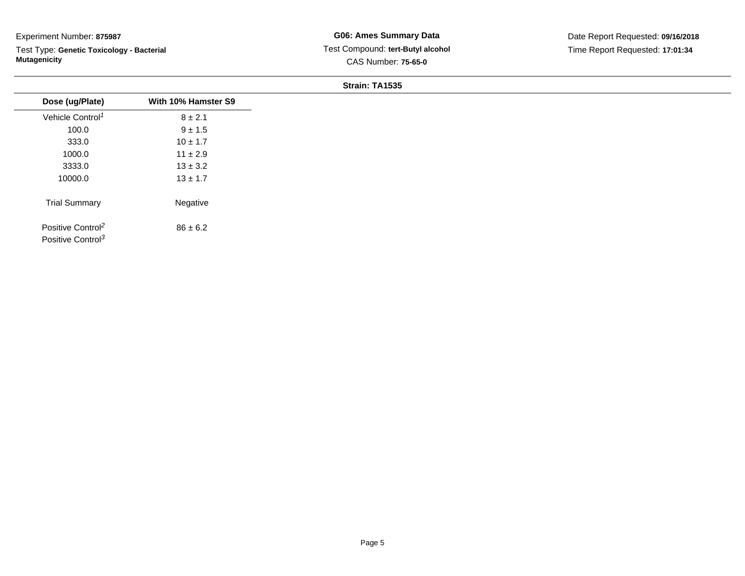Experiment Number: **875987**

Test Type: **Genetic Toxicology - Bacterial Mutagenicity**

**G06: Ames Summary Data**

Test Compound: **tert-Butyl alcohol**

CAS Number: **75-65-0**

Date Report Requested: **09/16/2018**

Time Report Requested: **17:01:34**

**Strain: TA1535**

| Dose (ug/Plate) | With 10% Hamster S9 |
|---|---|
| Vehicle Control[1] | 8 ± 2.1 |
| 100.0 | 9 ± 1.5 |
| 333.0 | 10 ± 1.7 |
| 1000.0 | 11 ± 2.9 |
| 3333.0 | 13 ± 3.2 |
| 10000.0 | 13 ± 1.7 |
| Trial Summary | Negative |
| Positive Control[2] | 86 ± 6.2 |
| Positive Control[3] | |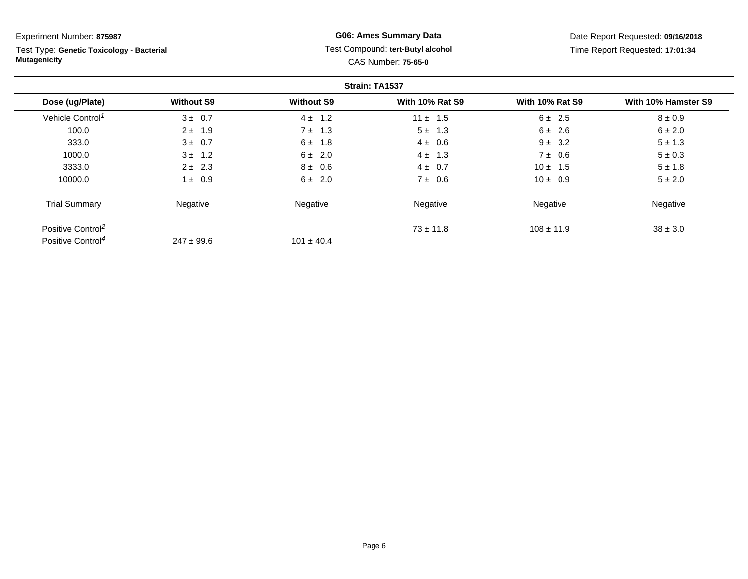Experiment Number: **875987**

Test Type: **Genetic Toxicology - Bacterial Mutagenicity**

**G06: Ames Summary Data**

Test Compound: **tert-Butyl alcohol**

CAS Number: **75-65-0**

Date Report Requested: **09/16/2018**

Time Report Requested: **17:01:34**

**Strain: TA1537**

| Dose (ug/Plate) | Without S9 | Without S9 | With 10% Rat S9 | With 10% Rat S9 | With 10% Hamster S9 |
|---|---|---|---|---|---|
| Vehicle Control[1] | 3 ± 0.7 | 4 ± 1.2 | 11 ± 1.5 | 6 ± 2.5 | 8 ± 0.9 |
| 100.0 | 2 ± 1.9 | 7 ± 1.3 | 5 ± 1.3 | 6 ± 2.6 | 6 ± 2.0 |
| 333.0 | 3 ± 0.7 | 6 ± 1.8 | 4 ± 0.6 | 9 ± 3.2 | 5 ± 1.3 |
| 1000.0 | 3 ± 1.2 | 6 ± 2.0 | 4 ± 1.3 | 7 ± 0.6 | 5 ± 0.3 |
| 3333.0 | 2 ± 2.3 | 8 ± 0.6 | 4 ± 0.7 | 10 ± 1.5 | 5 ± 1.8 |
| 10000.0 | 1 ± 0.9 | 6 ± 2.0 | 7 ± 0.6 | 10 ± 0.9 | 5 ± 2.0 |
| Trial Summary | Negative | Negative | Negative | Negative | Negative |
| Positive Control[2] | | | 73 ± 11.8 | 108 ± 11.9 | 38 ± 3.0 |
| Positive Control[4] | 247 ± 99.6 | 101 ± 40.4 | | | |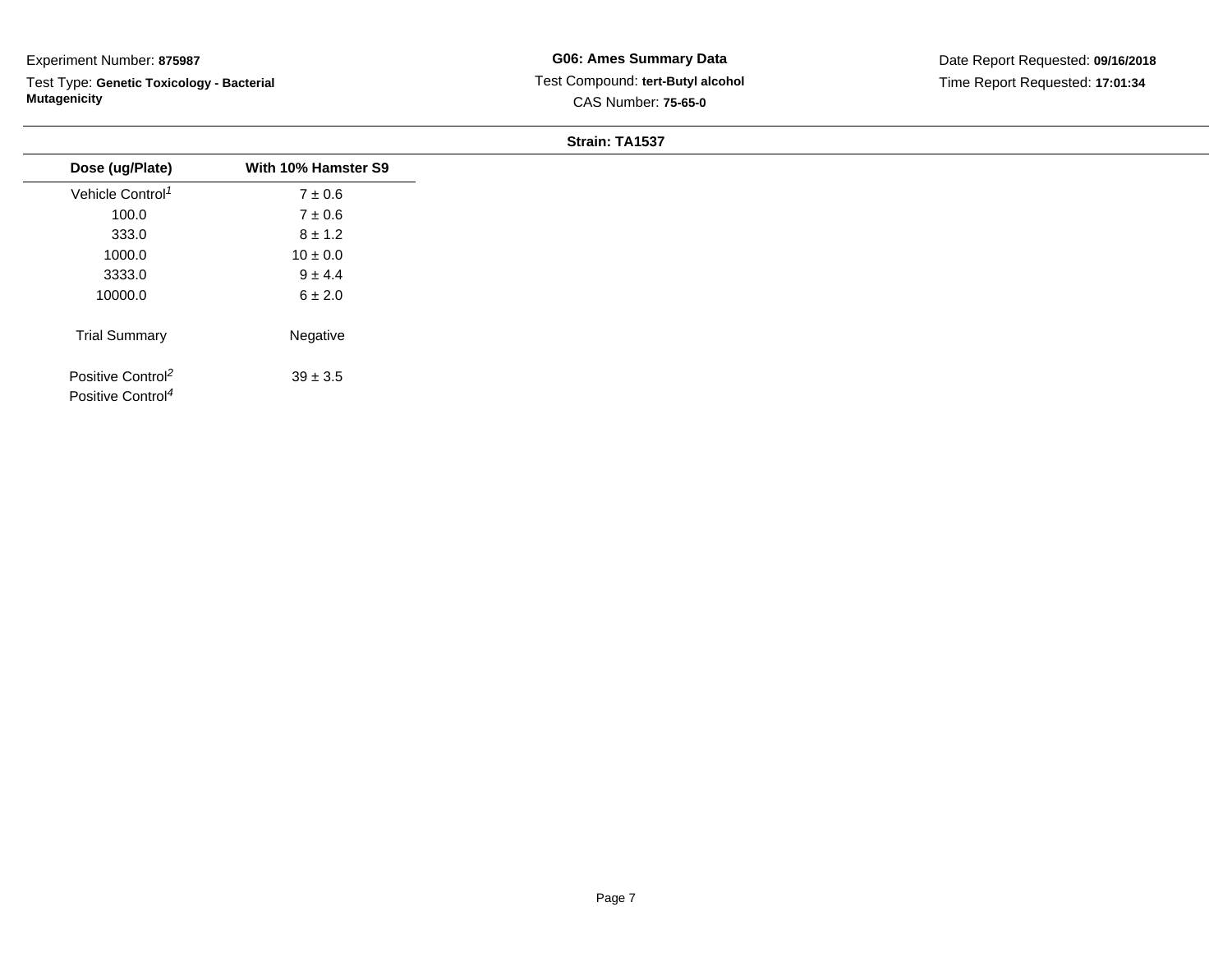Experiment Number: **875987**

Test Type: **Genetic Toxicology - Bacterial Mutagenicity**

**G06: Ames Summary Data**

Test Compound: **tert-Butyl alcohol**

CAS Number: **75-65-0**

Date Report Requested: **09/16/2018**

Time Report Requested: **17:01:34**

**Strain: TA1537**

| Dose (ug/Plate) | With 10% Hamster S9 |
|---|---|
| Vehicle Control[1] | 7 ± 0.6 |
| 100.0 | 7 ± 0.6 |
| 333.0 | 8 ± 1.2 |
| 1000.0 | 10 ± 0.0 |
| 3333.0 | 9 ± 4.4 |
| 10000.0 | 6 ± 2.0 |
| Trial Summary | Negative |
| Positive Control[2] | 39 ± 3.5 |
| Positive Control[4] | |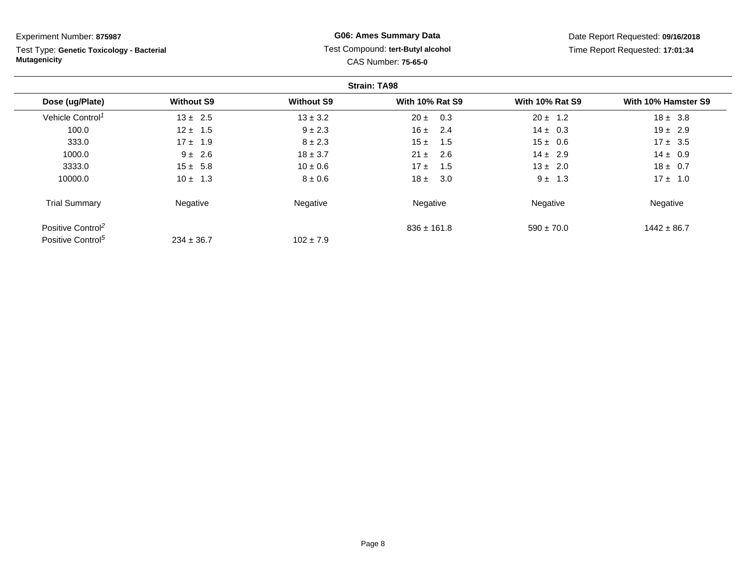Experiment Number: **875987**

Test Type: **Genetic Toxicology - Bacterial Mutagenicity**

**G06: Ames Summary Data**

Test Compound: **tert-Butyl alcohol**

CAS Number: **75-65-0**

Date Report Requested: **09/16/2018**

Time Report Requested: **17:01:34**

**Strain: TA98**

| Dose (ug/Plate) | Without S9 | Without S9 | With 10% Rat S9 | With 10% Rat S9 | With 10% Hamster S9 |
|---|---|---|---|---|---|
| Vehicle Control[1] | 13 ± 2.5 | 13 ± 3.2 | 20 ± 0.3 | 20 ± 1.2 | 18 ± 3.8 |
| 100.0 | 12 ± 1.5 | 9 ± 2.3 | 16 ± 2.4 | 14 ± 0.3 | 19 ± 2.9 |
| 333.0 | 17 ± 1.9 | 8 ± 2.3 | 15 ± 1.5 | 15 ± 0.6 | 17 ± 3.5 |
| 1000.0 | 9 ± 2.6 | 18 ± 3.7 | 21 ± 2.6 | 14 ± 2.9 | 14 ± 0.9 |
| 3333.0 | 15 ± 5.8 | 10 ± 0.6 | 17 ± 1.5 | 13 ± 2.0 | 18 ± 0.7 |
| 10000.0 | 10 ± 1.3 | 8 ± 0.6 | 18 ± 3.0 | 9 ± 1.3 | 17 ± 1.0 |
| Trial Summary | Negative | Negative | Negative | Negative | Negative |
| Positive Control[2] | | | 836 ± 161.8 | 590 ± 70.0 | 1442 ± 86.7 |
| Positive Control[5] | 234 ± 36.7 | 102 ± 7.9 | | | |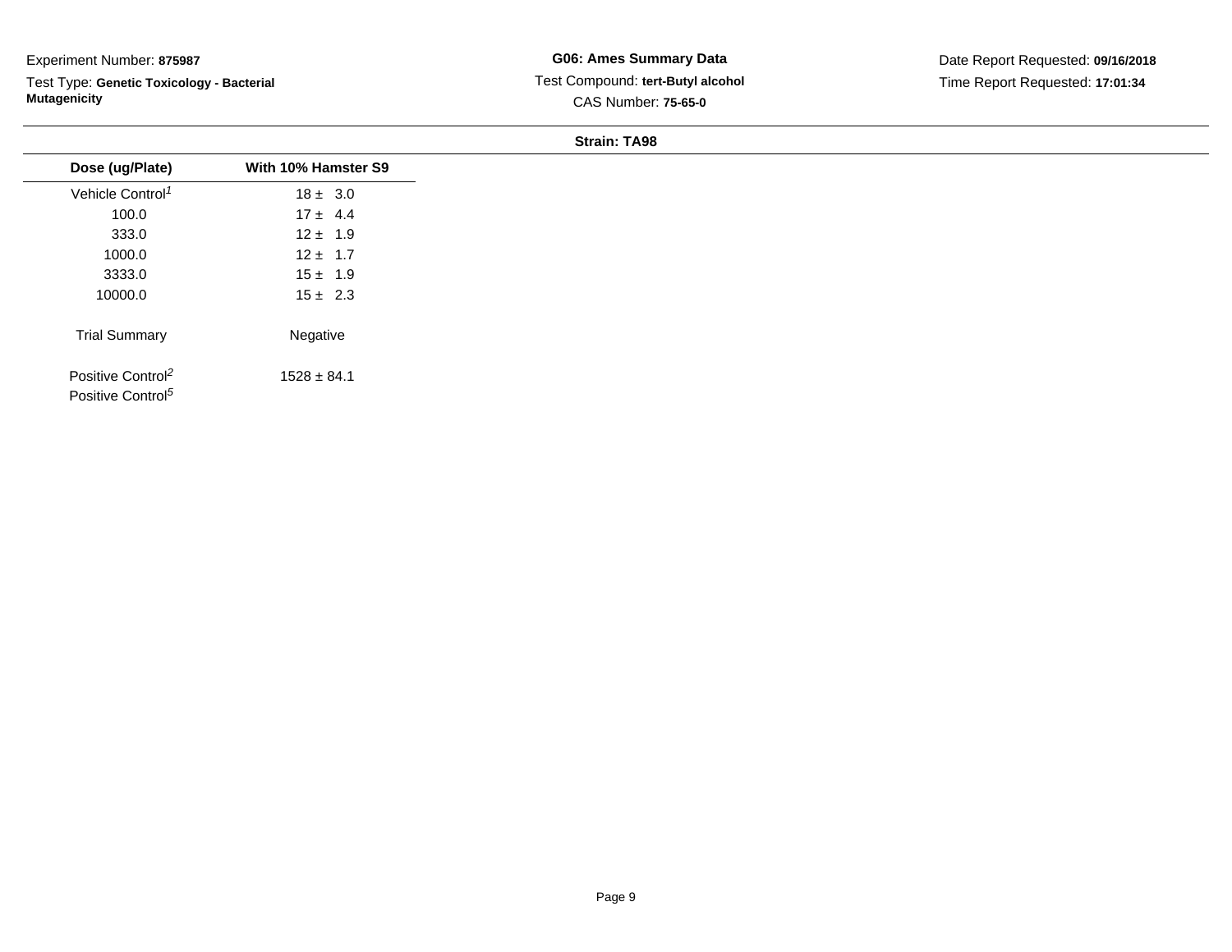Experiment Number: **875987**

Test Type: **Genetic Toxicology - Bacterial Mutagenicity**

**G06: Ames Summary Data**

Test Compound: **tert-Butyl alcohol**

CAS Number: **75-65-0**

Date Report Requested: **09/16/2018**

Time Report Requested: **17:01:34**

**Strain: TA98**

| Dose (ug/Plate) | With 10% Hamster S9 |
|---|---|
| Vehicle Control[1] | 18 ± 3.0 |
| 100.0 | 17 ± 4.4 |
| 333.0 | 12 ± 1.9 |
| 1000.0 | 12 ± 1.7 |
| 3333.0 | 15 ± 1.9 |
| 10000.0 | 15 ± 2.3 |
| Trial Summary | Negative |
| Positive Control[2] | 1528 ± 84.1 |
| Positive Control[5] | |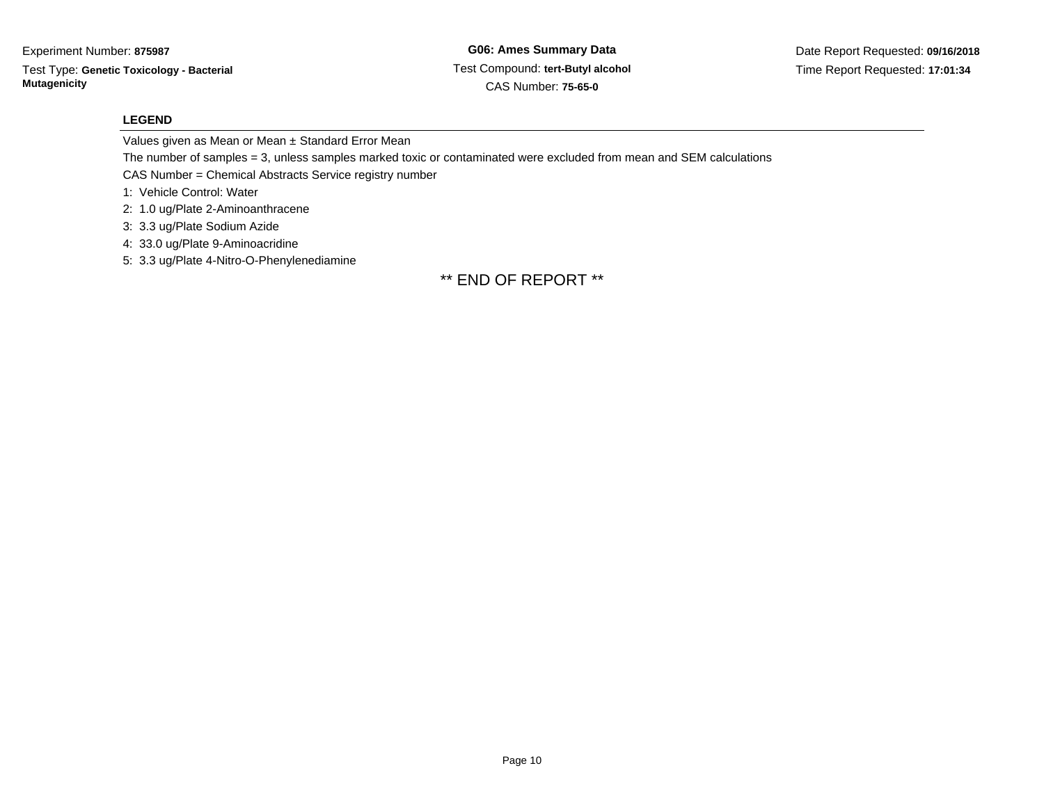Experiment Number: **875987**

Test Type: **Genetic Toxicology - Bacterial Mutagenicity**

**G06: Ames Summary Data**

Test Compound: **tert-Butyl alcohol**

CAS Number: **75-65-0**

Date Report Requested: **09/16/2018**

Time Report Requested: **17:01:34**

**LEGEND**

Values given as Mean or Mean ± Standard Error Mean

The number of samples = 3, unless samples marked toxic or contaminated were excluded from mean and SEM calculations

CAS Number = Chemical Abstracts Service registry number

1: Vehicle Control: Water

2: 1.0 ug/Plate 2-Aminoanthracene

3: 3.3 ug/Plate Sodium Azide

4: 33.0 ug/Plate 9-Aminoacridine

5: 3.3 ug/Plate 4-Nitro-O-Phenylenediamine

** END OF REPORT **